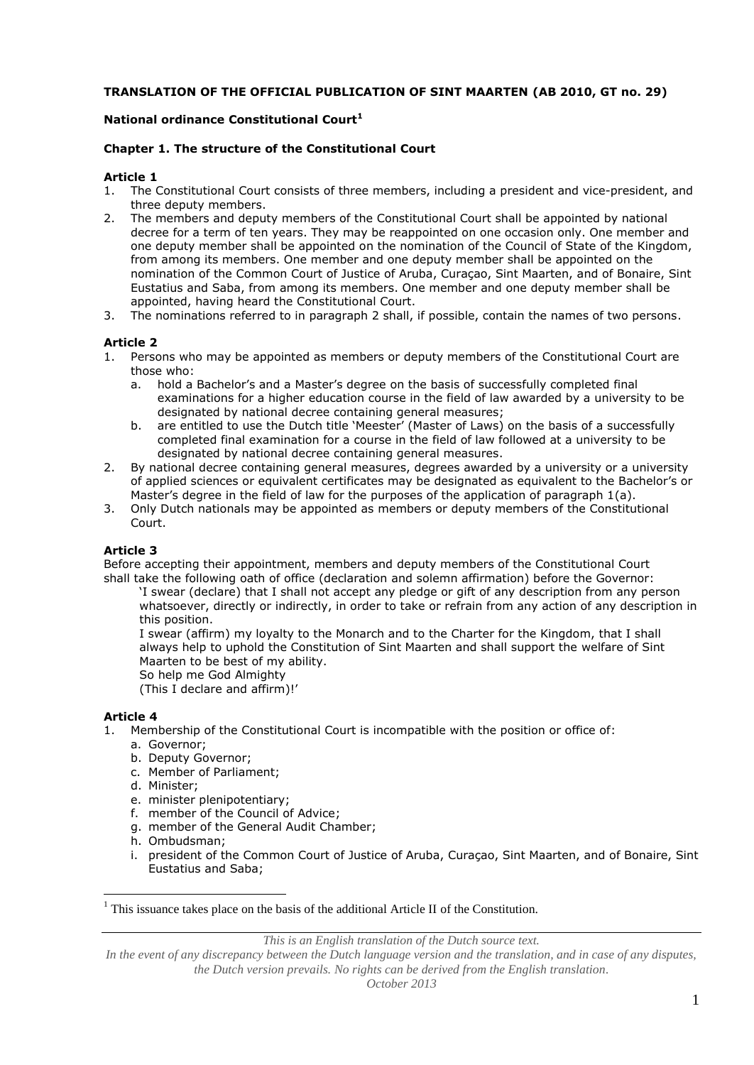**TRANSLATION OF THE OFFICIAL PUBLICATION OF SINT MAARTEN (AB 2010, GT no. 29)**

**National ordinance Constitutional Court**[1]

**Chapter 1. The structure of the Constitutional Court**

**Article 1**

1. The Constitutional Court consists of three members, including a president and vice-president, and three deputy members.
2. The members and deputy members of the Constitutional Court shall be appointed by national decree for a term of ten years. They may be reappointed on one occasion only. One member and one deputy member shall be appointed on the nomination of the Council of State of the Kingdom, from among its members. One member and one deputy member shall be appointed on the nomination of the Common Court of Justice of Aruba, Curaçao, Sint Maarten, and of Bonaire, Sint Eustatius and Saba, from among its members. One member and one deputy member shall be appointed, having heard the Constitutional Court.
3. The nominations referred to in paragraph 2 shall, if possible, contain the names of two persons.

**Article 2**

1. Persons who may be appointed as members or deputy members of the Constitutional Court are those who:
   a. hold a Bachelor's and a Master's degree on the basis of successfully completed final examinations for a higher education course in the field of law awarded by a university to be designated by national decree containing general measures;
   b. are entitled to use the Dutch title 'Meester' (Master of Laws) on the basis of a successfully completed final examination for a course in the field of law followed at a university to be designated by national decree containing general measures.
2. By national decree containing general measures, degrees awarded by a university or a university of applied sciences or equivalent certificates may be designated as equivalent to the Bachelor's or Master's degree in the field of law for the purposes of the application of paragraph 1(a).
3. Only Dutch nationals may be appointed as members or deputy members of the Constitutional Court.

**Article 3**

Before accepting their appointment, members and deputy members of the Constitutional Court shall take the following oath of office (declaration and solemn affirmation) before the Governor:

> 'I swear (declare) that I shall not accept any pledge or gift of any description from any person whatsoever, directly or indirectly, in order to take or refrain from any action of any description in this position.
> I swear (affirm) my loyalty to the Monarch and to the Charter for the Kingdom, that I shall always help to uphold the Constitution of Sint Maarten and shall support the welfare of Sint Maarten to be best of my ability.
> So help me God Almighty
> (This I declare and affirm)!'

**Article 4**

1. Membership of the Constitutional Court is incompatible with the position or office of:
   a. Governor;
   b. Deputy Governor;
   c. Member of Parliament;
   d. Minister;
   e. minister plenipotentiary;
   f. member of the Council of Advice;
   g. member of the General Audit Chamber;
   h. Ombudsman;
   i. president of the Common Court of Justice of Aruba, Curaçao, Sint Maarten, and of Bonaire, Sint Eustatius and Saba;

[1] This issuance takes place on the basis of the additional Article II of the Constitution.

*This is an English translation of the Dutch source text.*
*In the event of any discrepancy between the Dutch language version and the translation, and in case of any disputes, the Dutch version prevails. No rights can be derived from the English translation.*
*October 2013*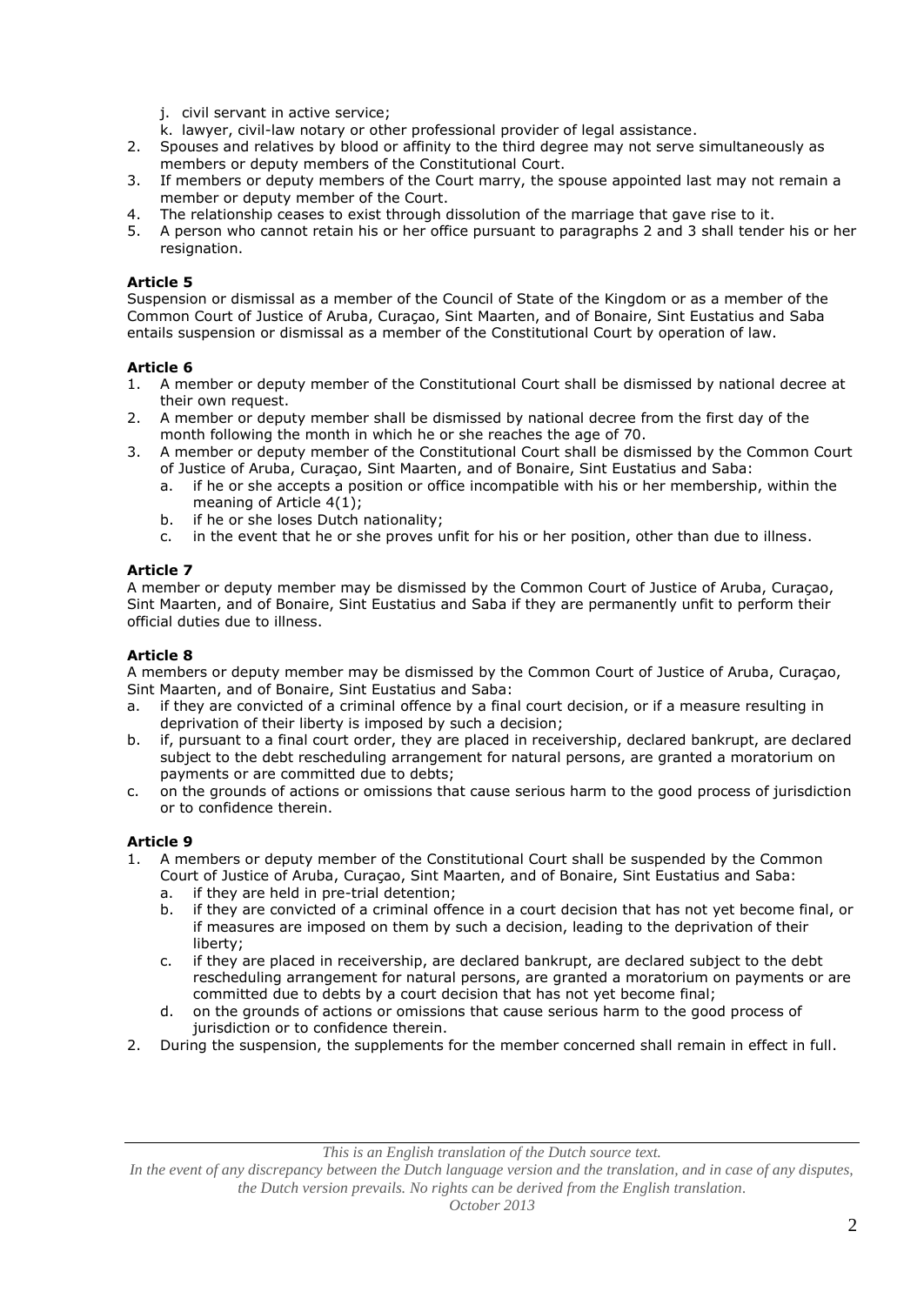j. civil servant in active service;
k. lawyer, civil-law notary or other professional provider of legal assistance.

2. Spouses and relatives by blood or affinity to the third degree may not serve simultaneously as members or deputy members of the Constitutional Court.
3. If members or deputy members of the Court marry, the spouse appointed last may not remain a member or deputy member of the Court.
4. The relationship ceases to exist through dissolution of the marriage that gave rise to it.
5. A person who cannot retain his or her office pursuant to paragraphs 2 and 3 shall tender his or her resignation.

**Article 5**

Suspension or dismissal as a member of the Council of State of the Kingdom or as a member of the Common Court of Justice of Aruba, Curaçao, Sint Maarten, and of Bonaire, Sint Eustatius and Saba entails suspension or dismissal as a member of the Constitutional Court by operation of law.

**Article 6**

1. A member or deputy member of the Constitutional Court shall be dismissed by national decree at their own request.
2. A member or deputy member shall be dismissed by national decree from the first day of the month following the month in which he or she reaches the age of 70.
3. A member or deputy member of the Constitutional Court shall be dismissed by the Common Court of Justice of Aruba, Curaçao, Sint Maarten, and of Bonaire, Sint Eustatius and Saba:
   a. if he or she accepts a position or office incompatible with his or her membership, within the meaning of Article 4(1);
   b. if he or she loses Dutch nationality;
   c. in the event that he or she proves unfit for his or her position, other than due to illness.

**Article 7**

A member or deputy member may be dismissed by the Common Court of Justice of Aruba, Curaçao, Sint Maarten, and of Bonaire, Sint Eustatius and Saba if they are permanently unfit to perform their official duties due to illness.

**Article 8**

A members or deputy member may be dismissed by the Common Court of Justice of Aruba, Curaçao, Sint Maarten, and of Bonaire, Sint Eustatius and Saba:

a. if they are convicted of a criminal offence by a final court decision, or if a measure resulting in deprivation of their liberty is imposed by such a decision;
b. if, pursuant to a final court order, they are placed in receivership, declared bankrupt, are declared subject to the debt rescheduling arrangement for natural persons, are granted a moratorium on payments or are committed due to debts;
c. on the grounds of actions or omissions that cause serious harm to the good process of jurisdiction or to confidence therein.

**Article 9**

1. A members or deputy member of the Constitutional Court shall be suspended by the Common Court of Justice of Aruba, Curaçao, Sint Maarten, and of Bonaire, Sint Eustatius and Saba:
   a. if they are held in pre-trial detention;
   b. if they are convicted of a criminal offence in a court decision that has not yet become final, or if measures are imposed on them by such a decision, leading to the deprivation of their liberty;
   c. if they are placed in receivership, are declared bankrupt, are declared subject to the debt rescheduling arrangement for natural persons, are granted a moratorium on payments or are committed due to debts by a court decision that has not yet become final;
   d. on the grounds of actions or omissions that cause serious harm to the good process of jurisdiction or to confidence therein.
2. During the suspension, the supplements for the member concerned shall remain in effect in full.

*This is an English translation of the Dutch source text.*
*In the event of any discrepancy between the Dutch language version and the translation, and in case of any disputes, the Dutch version prevails. No rights can be derived from the English translation.*
*October 2013*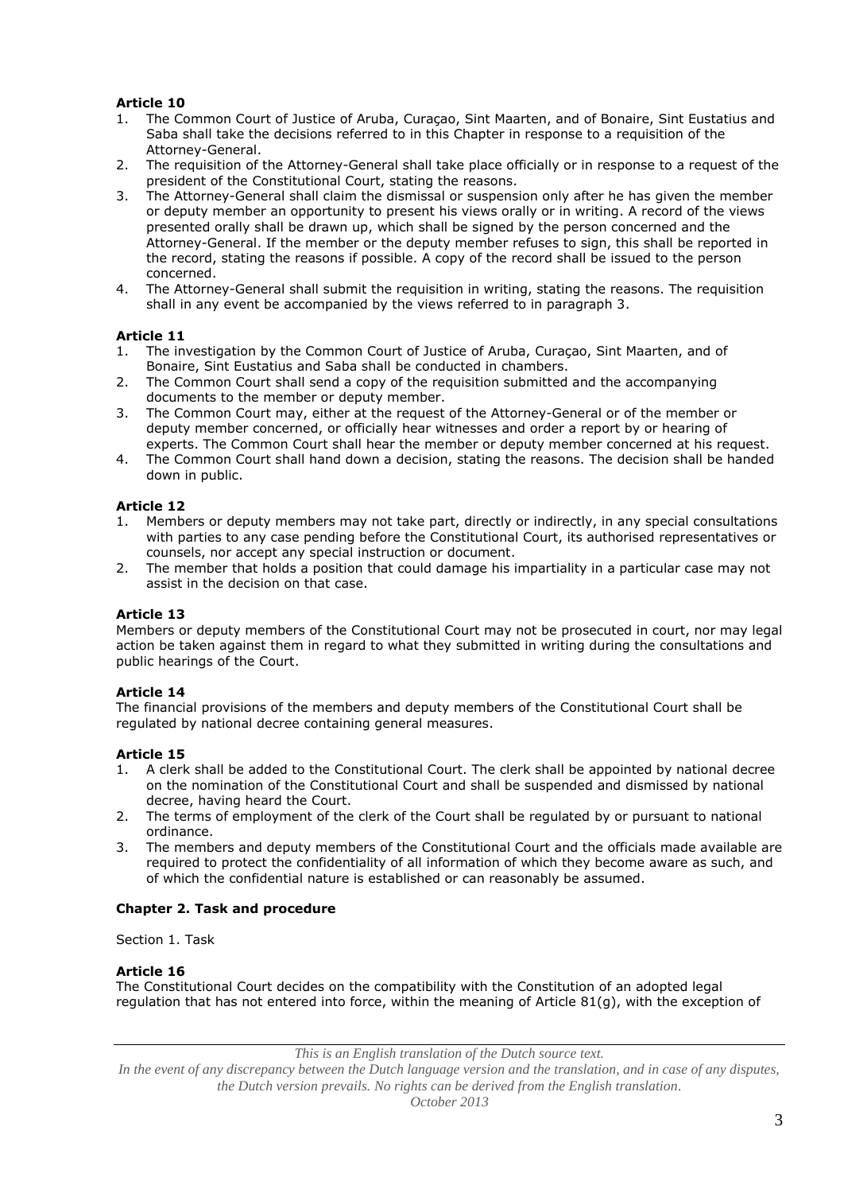**Article 10**

1. The Common Court of Justice of Aruba, Curaçao, Sint Maarten, and of Bonaire, Sint Eustatius and Saba shall take the decisions referred to in this Chapter in response to a requisition of the Attorney-General.
2. The requisition of the Attorney-General shall take place officially or in response to a request of the president of the Constitutional Court, stating the reasons.
3. The Attorney-General shall claim the dismissal or suspension only after he has given the member or deputy member an opportunity to present his views orally or in writing. A record of the views presented orally shall be drawn up, which shall be signed by the person concerned and the Attorney-General. If the member or the deputy member refuses to sign, this shall be reported in the record, stating the reasons if possible. A copy of the record shall be issued to the person concerned.
4. The Attorney-General shall submit the requisition in writing, stating the reasons. The requisition shall in any event be accompanied by the views referred to in paragraph 3.

**Article 11**

1. The investigation by the Common Court of Justice of Aruba, Curaçao, Sint Maarten, and of Bonaire, Sint Eustatius and Saba shall be conducted in chambers.
2. The Common Court shall send a copy of the requisition submitted and the accompanying documents to the member or deputy member.
3. The Common Court may, either at the request of the Attorney-General or of the member or deputy member concerned, or officially hear witnesses and order a report by or hearing of experts. The Common Court shall hear the member or deputy member concerned at his request.
4. The Common Court shall hand down a decision, stating the reasons. The decision shall be handed down in public.

**Article 12**

1. Members or deputy members may not take part, directly or indirectly, in any special consultations with parties to any case pending before the Constitutional Court, its authorised representatives or counsels, nor accept any special instruction or document.
2. The member that holds a position that could damage his impartiality in a particular case may not assist in the decision on that case.

**Article 13**

Members or deputy members of the Constitutional Court may not be prosecuted in court, nor may legal action be taken against them in regard to what they submitted in writing during the consultations and public hearings of the Court.

**Article 14**

The financial provisions of the members and deputy members of the Constitutional Court shall be regulated by national decree containing general measures.

**Article 15**

1. A clerk shall be added to the Constitutional Court. The clerk shall be appointed by national decree on the nomination of the Constitutional Court and shall be suspended and dismissed by national decree, having heard the Court.
2. The terms of employment of the clerk of the Court shall be regulated by or pursuant to national ordinance.
3. The members and deputy members of the Constitutional Court and the officials made available are required to protect the confidentiality of all information of which they become aware as such, and of which the confidential nature is established or can reasonably be assumed.

## Chapter 2. Task and procedure

Section 1. Task

**Article 16**

The Constitutional Court decides on the compatibility with the Constitution of an adopted legal regulation that has not entered into force, within the meaning of Article 81(g), with the exception of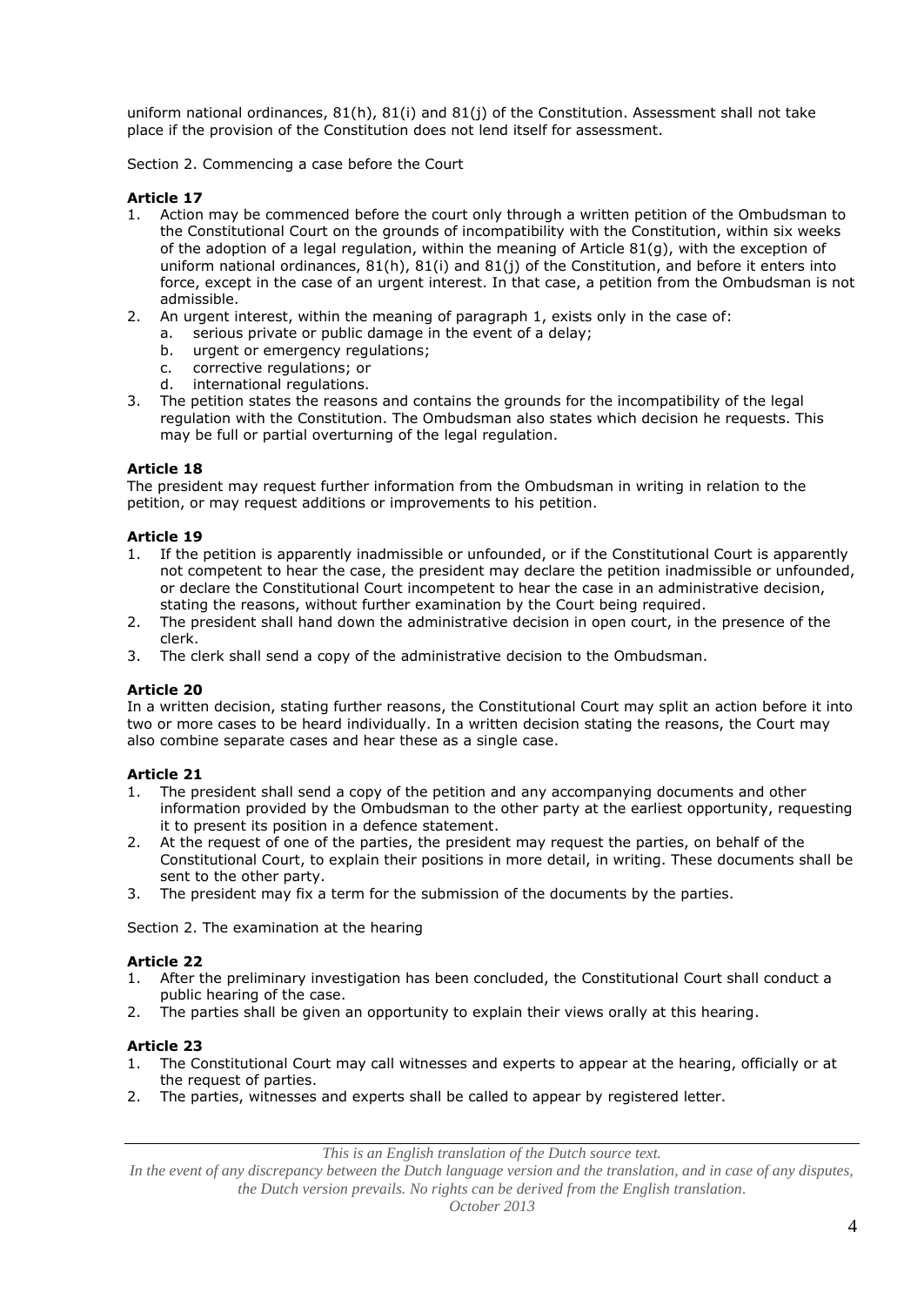uniform national ordinances, 81(h), 81(i) and 81(j) of the Constitution. Assessment shall not take place if the provision of the Constitution does not lend itself for assessment.

Section 2. Commencing a case before the Court

**Article 17**

1. Action may be commenced before the court only through a written petition of the Ombudsman to the Constitutional Court on the grounds of incompatibility with the Constitution, within six weeks of the adoption of a legal regulation, within the meaning of Article 81(g), with the exception of uniform national ordinances, 81(h), 81(i) and 81(j) of the Constitution, and before it enters into force, except in the case of an urgent interest. In that case, a petition from the Ombudsman is not admissible.
2. An urgent interest, within the meaning of paragraph 1, exists only in the case of:
   a. serious private or public damage in the event of a delay;
   b. urgent or emergency regulations;
   c. corrective regulations; or
   d. international regulations.
3. The petition states the reasons and contains the grounds for the incompatibility of the legal regulation with the Constitution. The Ombudsman also states which decision he requests. This may be full or partial overturning of the legal regulation.

**Article 18**

The president may request further information from the Ombudsman in writing in relation to the petition, or may request additions or improvements to his petition.

**Article 19**

1. If the petition is apparently inadmissible or unfounded, or if the Constitutional Court is apparently not competent to hear the case, the president may declare the petition inadmissible or unfounded, or declare the Constitutional Court incompetent to hear the case in an administrative decision, stating the reasons, without further examination by the Court being required.
2. The president shall hand down the administrative decision in open court, in the presence of the clerk.
3. The clerk shall send a copy of the administrative decision to the Ombudsman.

**Article 20**

In a written decision, stating further reasons, the Constitutional Court may split an action before it into two or more cases to be heard individually. In a written decision stating the reasons, the Court may also combine separate cases and hear these as a single case.

**Article 21**

1. The president shall send a copy of the petition and any accompanying documents and other information provided by the Ombudsman to the other party at the earliest opportunity, requesting it to present its position in a defence statement.
2. At the request of one of the parties, the president may request the parties, on behalf of the Constitutional Court, to explain their positions in more detail, in writing. These documents shall be sent to the other party.
3. The president may fix a term for the submission of the documents by the parties.

Section 2. The examination at the hearing

**Article 22**

1. After the preliminary investigation has been concluded, the Constitutional Court shall conduct a public hearing of the case.
2. The parties shall be given an opportunity to explain their views orally at this hearing.

**Article 23**

1. The Constitutional Court may call witnesses and experts to appear at the hearing, officially or at the request of parties.
2. The parties, witnesses and experts shall be called to appear by registered letter.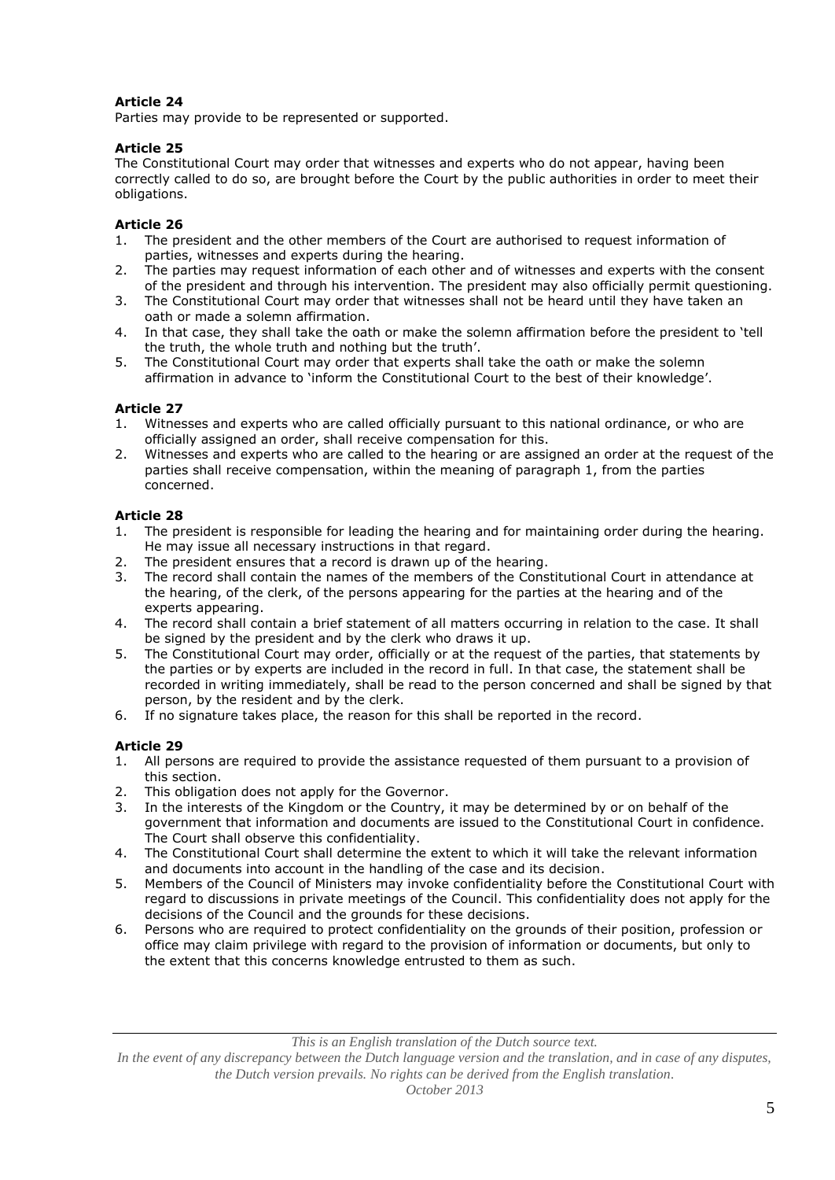**Article 24**

Parties may provide to be represented or supported.

**Article 25**

The Constitutional Court may order that witnesses and experts who do not appear, having been correctly called to do so, are brought before the Court by the public authorities in order to meet their obligations.

**Article 26**

1. The president and the other members of the Court are authorised to request information of parties, witnesses and experts during the hearing.
2. The parties may request information of each other and of witnesses and experts with the consent of the president and through his intervention. The president may also officially permit questioning.
3. The Constitutional Court may order that witnesses shall not be heard until they have taken an oath or made a solemn affirmation.
4. In that case, they shall take the oath or make the solemn affirmation before the president to 'tell the truth, the whole truth and nothing but the truth'.
5. The Constitutional Court may order that experts shall take the oath or make the solemn affirmation in advance to 'inform the Constitutional Court to the best of their knowledge'.

**Article 27**

1. Witnesses and experts who are called officially pursuant to this national ordinance, or who are officially assigned an order, shall receive compensation for this.
2. Witnesses and experts who are called to the hearing or are assigned an order at the request of the parties shall receive compensation, within the meaning of paragraph 1, from the parties concerned.

**Article 28**

1. The president is responsible for leading the hearing and for maintaining order during the hearing. He may issue all necessary instructions in that regard.
2. The president ensures that a record is drawn up of the hearing.
3. The record shall contain the names of the members of the Constitutional Court in attendance at the hearing, of the clerk, of the persons appearing for the parties at the hearing and of the experts appearing.
4. The record shall contain a brief statement of all matters occurring in relation to the case. It shall be signed by the president and by the clerk who draws it up.
5. The Constitutional Court may order, officially or at the request of the parties, that statements by the parties or by experts are included in the record in full. In that case, the statement shall be recorded in writing immediately, shall be read to the person concerned and shall be signed by that person, by the resident and by the clerk.
6. If no signature takes place, the reason for this shall be reported in the record.

**Article 29**

1. All persons are required to provide the assistance requested of them pursuant to a provision of this section.
2. This obligation does not apply for the Governor.
3. In the interests of the Kingdom or the Country, it may be determined by or on behalf of the government that information and documents are issued to the Constitutional Court in confidence. The Court shall observe this confidentiality.
4. The Constitutional Court shall determine the extent to which it will take the relevant information and documents into account in the handling of the case and its decision.
5. Members of the Council of Ministers may invoke confidentiality before the Constitutional Court with regard to discussions in private meetings of the Council. This confidentiality does not apply for the decisions of the Council and the grounds for these decisions.
6. Persons who are required to protect confidentiality on the grounds of their position, profession or office may claim privilege with regard to the provision of information or documents, but only to the extent that this concerns knowledge entrusted to them as such.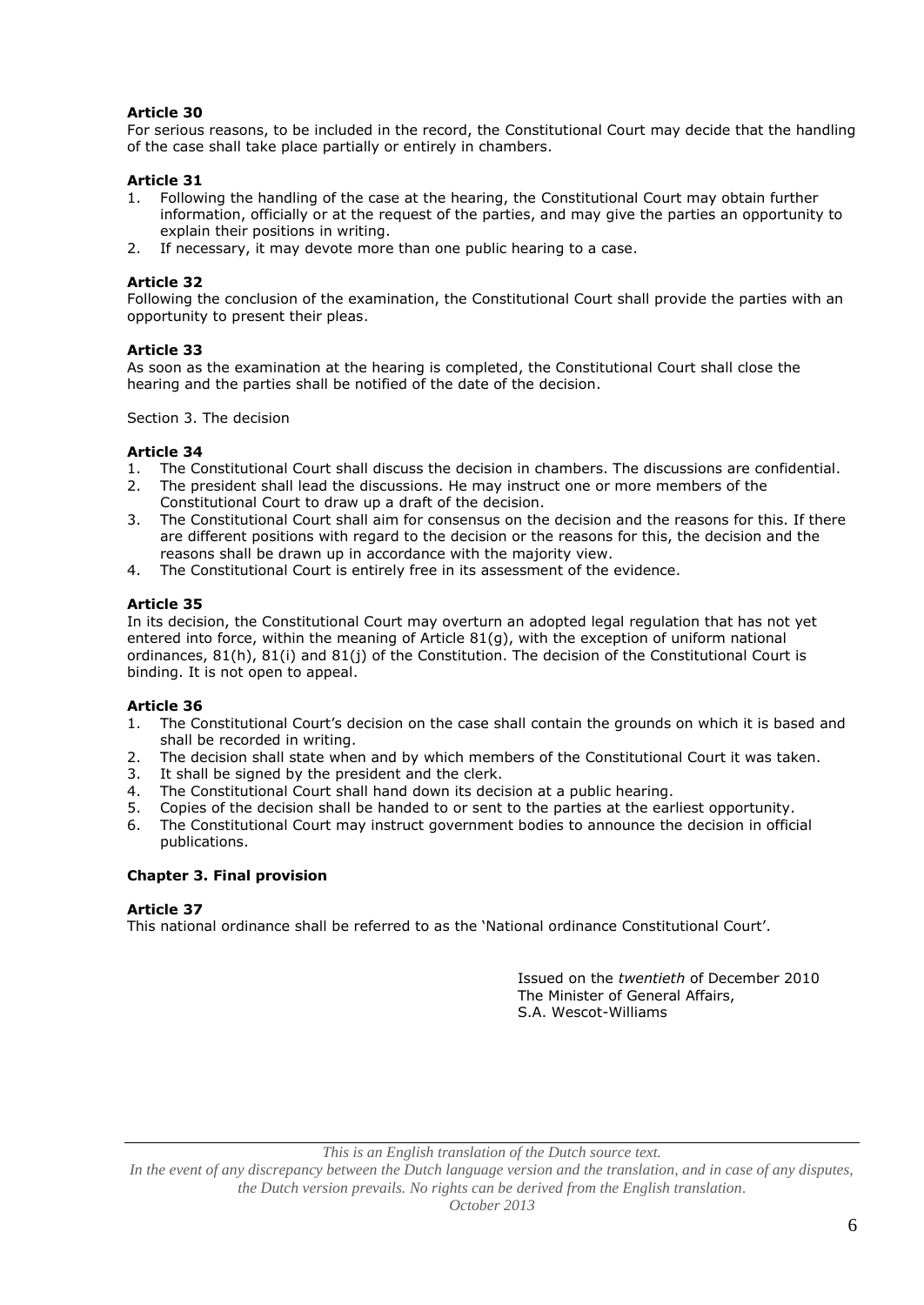**Article 30**

For serious reasons, to be included in the record, the Constitutional Court may decide that the handling of the case shall take place partially or entirely in chambers.

**Article 31**

1. Following the handling of the case at the hearing, the Constitutional Court may obtain further information, officially or at the request of the parties, and may give the parties an opportunity to explain their positions in writing.
2. If necessary, it may devote more than one public hearing to a case.

**Article 32**

Following the conclusion of the examination, the Constitutional Court shall provide the parties with an opportunity to present their pleas.

**Article 33**

As soon as the examination at the hearing is completed, the Constitutional Court shall close the hearing and the parties shall be notified of the date of the decision.

Section 3. The decision

**Article 34**

1. The Constitutional Court shall discuss the decision in chambers. The discussions are confidential.
2. The president shall lead the discussions. He may instruct one or more members of the Constitutional Court to draw up a draft of the decision.
3. The Constitutional Court shall aim for consensus on the decision and the reasons for this. If there are different positions with regard to the decision or the reasons for this, the decision and the reasons shall be drawn up in accordance with the majority view.
4. The Constitutional Court is entirely free in its assessment of the evidence.

**Article 35**

In its decision, the Constitutional Court may overturn an adopted legal regulation that has not yet entered into force, within the meaning of Article 81(g), with the exception of uniform national ordinances, 81(h), 81(i) and 81(j) of the Constitution. The decision of the Constitutional Court is binding. It is not open to appeal.

**Article 36**

1. The Constitutional Court's decision on the case shall contain the grounds on which it is based and shall be recorded in writing.
2. The decision shall state when and by which members of the Constitutional Court it was taken.
3. It shall be signed by the president and the clerk.
4. The Constitutional Court shall hand down its decision at a public hearing.
5. Copies of the decision shall be handed to or sent to the parties at the earliest opportunity.
6. The Constitutional Court may instruct government bodies to announce the decision in official publications.

**Chapter 3. Final provision**

**Article 37**

This national ordinance shall be referred to as the 'National ordinance Constitutional Court'.

Issued on the *twentieth* of December 2010
The Minister of General Affairs,
S.A. Wescot-Williams

*This is an English translation of the Dutch source text.*
*In the event of any discrepancy between the Dutch language version and the translation, and in case of any disputes, the Dutch version prevails. No rights can be derived from the English translation.*
*October 2013*